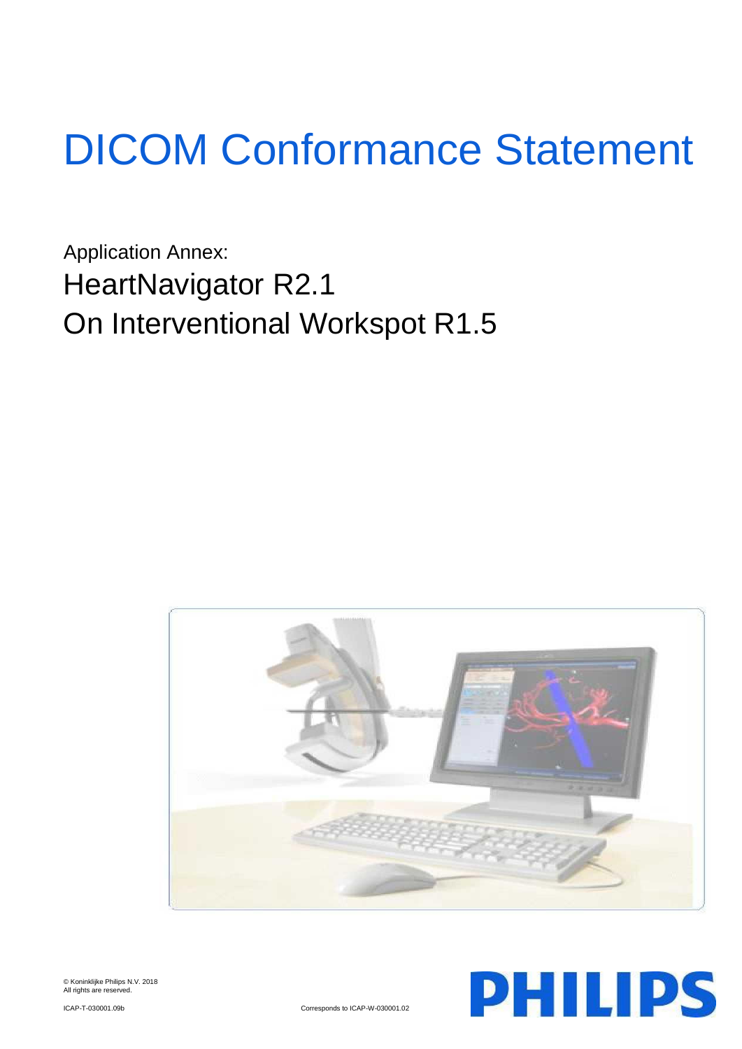# DICOM Conformance Statement

Application Annex:

## HeartNavigator R2.1
## On Interventional Workspot R1.5

© Koninklijke Philips N.V. 2018
All rights are reserved.

ICAP-T-030001.09b

Corresponds to ICAP-W-030001.02

PHILIPS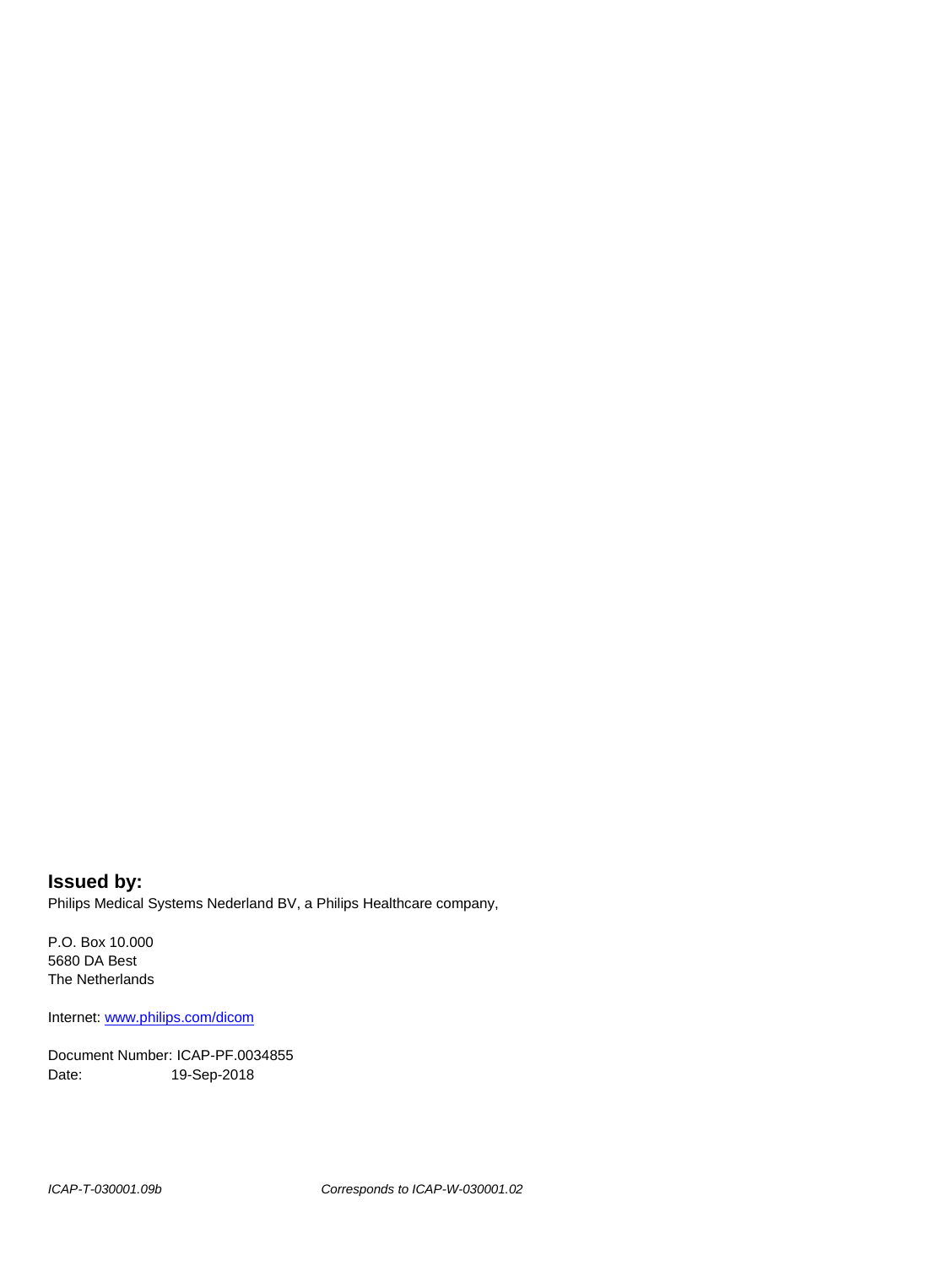**Issued by:**

Philips Medical Systems Nederland BV, a Philips Healthcare company,

P.O. Box 10.000
5680 DA Best
The Netherlands

Internet: [www.philips.com/dicom](www.philips.com/dicom)

Document Number: ICAP-PF.0034855
Date: 19-Sep-2018

*ICAP-T-030001.09b* *Corresponds to ICAP-W-030001.02*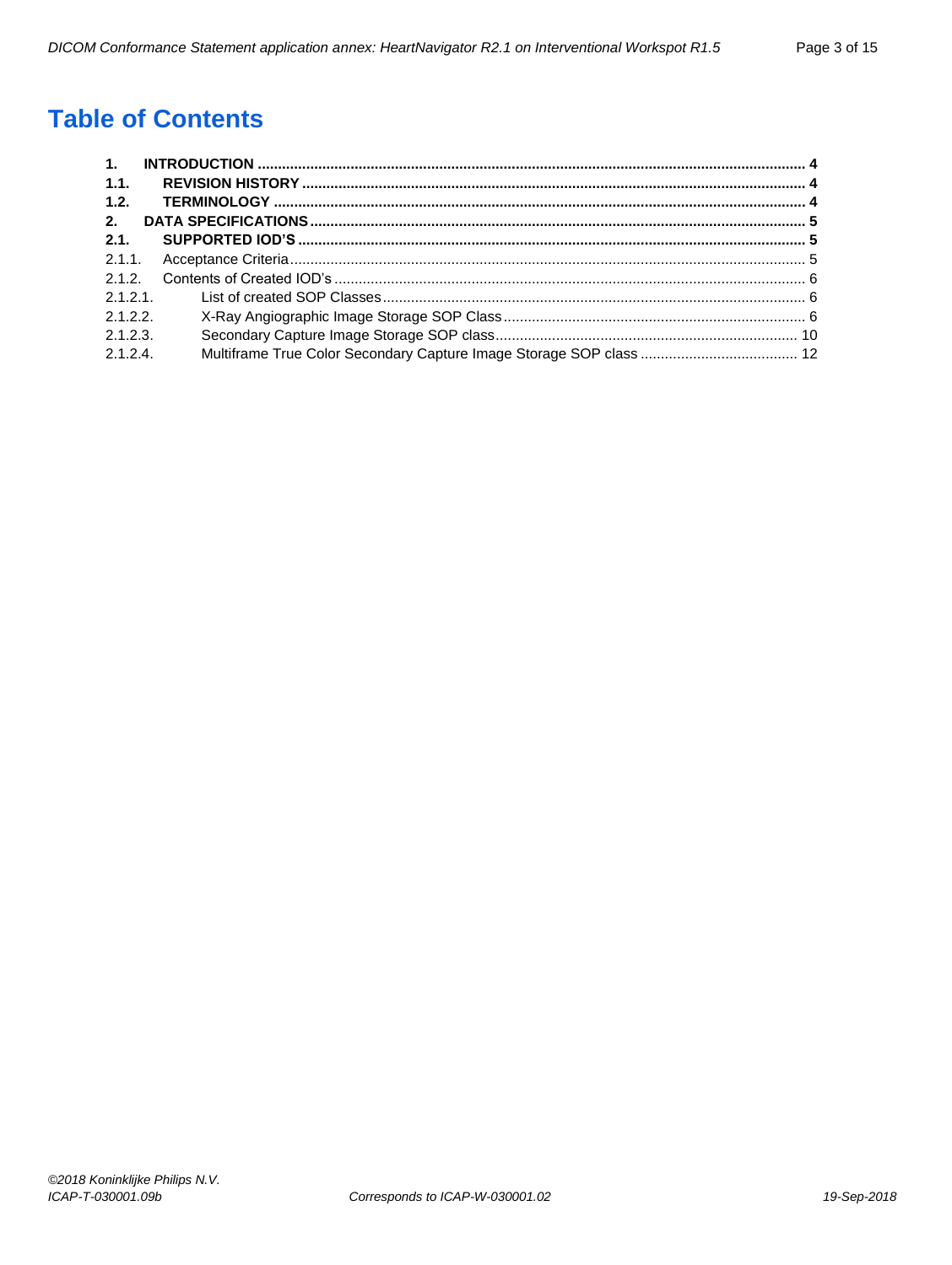# Table of Contents

| | | |
|---|---|---|
| **1.** | **INTRODUCTION** | **4** |
| **1.1.** | **REVISION HISTORY** | **4** |
| **1.2.** | **TERMINOLOGY** | **4** |
| **2.** | **DATA SPECIFICATIONS** | **5** |
| **2.1.** | **SUPPORTED IOD'S** | **5** |
| 2.1.1. | Acceptance Criteria | 5 |
| 2.1.2. | Contents of Created IOD's | 6 |
| 2.1.2.1. | List of created SOP Classes | 6 |
| 2.1.2.2. | X-Ray Angiographic Image Storage SOP Class | 6 |
| 2.1.2.3. | Secondary Capture Image Storage SOP class | 10 |
| 2.1.2.4. | Multiframe True Color Secondary Capture Image Storage SOP class | 12 |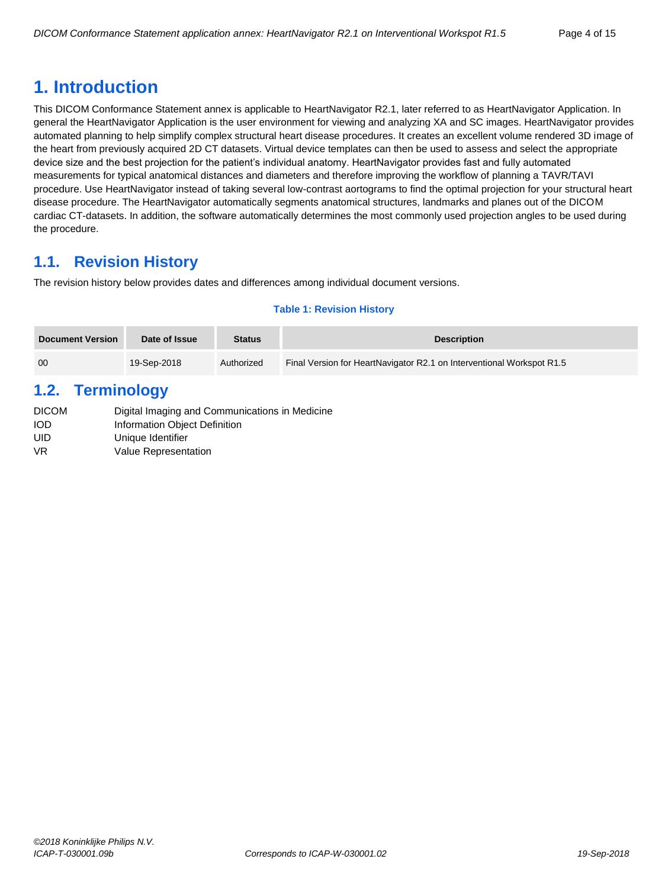# 1. Introduction

This DICOM Conformance Statement annex is applicable to HeartNavigator R2.1, later referred to as HeartNavigator Application. In general the HeartNavigator Application is the user environment for viewing and analyzing XA and SC images. HeartNavigator provides automated planning to help simplify complex structural heart disease procedures. It creates an excellent volume rendered 3D image of the heart from previously acquired 2D CT datasets. Virtual device templates can then be used to assess and select the appropriate device size and the best projection for the patient's individual anatomy. HeartNavigator provides fast and fully automated measurements for typical anatomical distances and diameters and therefore improving the workflow of planning a TAVR/TAVI procedure. Use HeartNavigator instead of taking several low-contrast aortograms to find the optimal projection for your structural heart disease procedure. The HeartNavigator automatically segments anatomical structures, landmarks and planes out of the DICOM cardiac CT-datasets. In addition, the software automatically determines the most commonly used projection angles to be used during the procedure.

## 1.1. Revision History

The revision history below provides dates and differences among individual document versions.

**Table 1: Revision History**

| Document Version | Date of Issue | Status | Description |
|---|---|---|---|
| 00 | 19-Sep-2018 | Authorized | Final Version for HeartNavigator R2.1 on Interventional Workspot R1.5 |

## 1.2. Terminology

| | |
|---|---|
| DICOM | Digital Imaging and Communications in Medicine |
| IOD | Information Object Definition |
| UID | Unique Identifier |
| VR | Value Representation |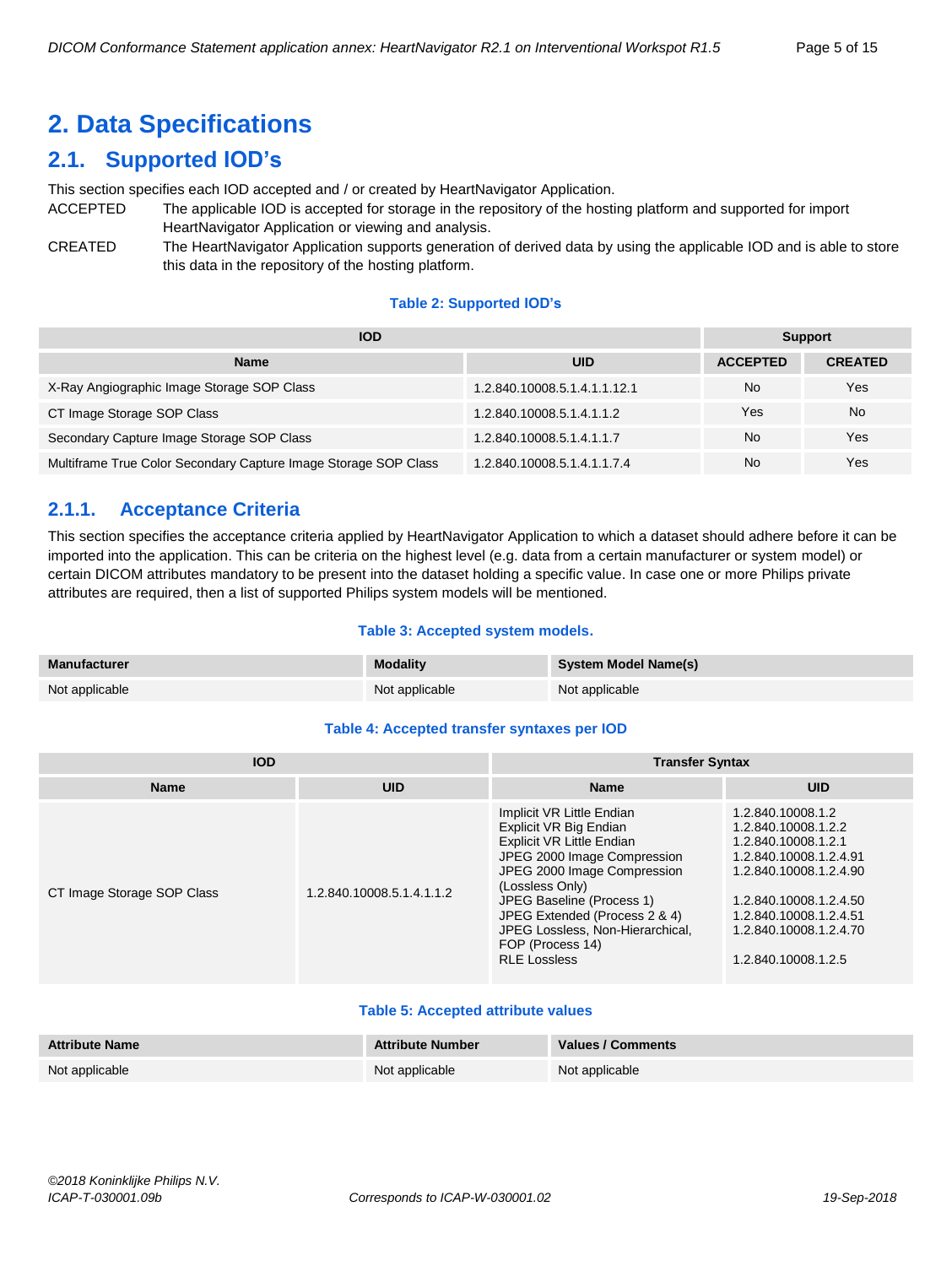# 2. Data Specifications

## 2.1. Supported IOD's

This section specifies each IOD accepted and / or created by HeartNavigator Application.

ACCEPTED The applicable IOD is accepted for storage in the repository of the hosting platform and supported for import HeartNavigator Application or viewing and analysis.

CREATED The HeartNavigator Application supports generation of derived data by using the applicable IOD and is able to store this data in the repository of the hosting platform.

**Table 2: Supported IOD's**

| IOD | | Support | |
|---|---|---|---|
| **Name** | **UID** | **ACCEPTED** | **CREATED** |
| X-Ray Angiographic Image Storage SOP Class | 1.2.840.10008.5.1.4.1.1.12.1 | No | Yes |
| CT Image Storage SOP Class | 1.2.840.10008.5.1.4.1.1.2 | Yes | No |
| Secondary Capture Image Storage SOP Class | 1.2.840.10008.5.1.4.1.1.7 | No | Yes |
| Multiframe True Color Secondary Capture Image Storage SOP Class | 1.2.840.10008.5.1.4.1.1.7.4 | No | Yes |

### 2.1.1. Acceptance Criteria

This section specifies the acceptance criteria applied by HeartNavigator Application to which a dataset should adhere before it can be imported into the application. This can be criteria on the highest level (e.g. data from a certain manufacturer or system model) or certain DICOM attributes mandatory to be present into the dataset holding a specific value. In case one or more Philips private attributes are required, then a list of supported Philips system models will be mentioned.

**Table 3: Accepted system models.**

| Manufacturer | Modality | System Model Name(s) |
|---|---|---|
| Not applicable | Not applicable | Not applicable |

**Table 4: Accepted transfer syntaxes per IOD**

| IOD | | Transfer Syntax | |
|---|---|---|---|
| **Name** | **UID** | **Name** | **UID** |
| CT Image Storage SOP Class | 1.2.840.10008.5.1.4.1.1.2 | Implicit VR Little Endian<br>Explicit VR Big Endian<br>Explicit VR Little Endian<br>JPEG 2000 Image Compression<br>JPEG 2000 Image Compression (Lossless Only)<br>JPEG Baseline (Process 1)<br>JPEG Extended (Process 2 & 4)<br>JPEG Lossless, Non-Hierarchical, FOP (Process 14)<br>RLE Lossless | 1.2.840.10008.1.2<br>1.2.840.10008.1.2.2<br>1.2.840.10008.1.2.1<br>1.2.840.10008.1.2.4.91<br>1.2.840.10008.1.2.4.90<br>1.2.840.10008.1.2.4.50<br>1.2.840.10008.1.2.4.51<br>1.2.840.10008.1.2.4.70<br>1.2.840.10008.1.2.5 |

**Table 5: Accepted attribute values**

| Attribute Name | Attribute Number | Values / Comments |
|---|---|---|
| Not applicable | Not applicable | Not applicable |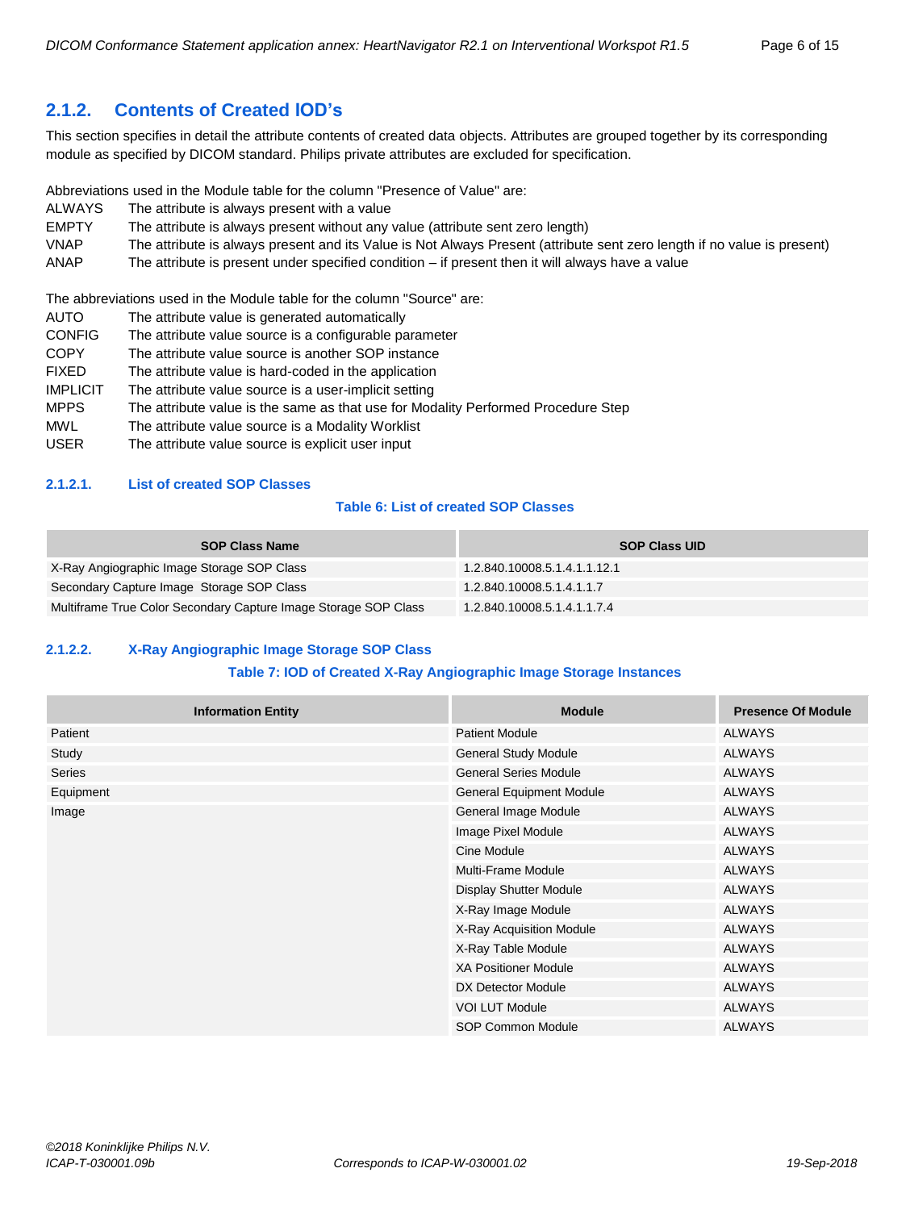### 2.1.2. Contents of Created IOD's

This section specifies in detail the attribute contents of created data objects. Attributes are grouped together by its corresponding module as specified by DICOM standard. Philips private attributes are excluded for specification.

Abbreviations used in the Module table for the column "Presence of Value" are:

| | |
|---|---|
| ALWAYS | The attribute is always present with a value |
| EMPTY | The attribute is always present without any value (attribute sent zero length) |
| VNAP | The attribute is always present and its Value is Not Always Present (attribute sent zero length if no value is present) |
| ANAP | The attribute is present under specified condition – if present then it will always have a value |

The abbreviations used in the Module table for the column "Source" are:

| | |
|---|---|
| AUTO | The attribute value is generated automatically |
| CONFIG | The attribute value source is a configurable parameter |
| COPY | The attribute value source is another SOP instance |
| FIXED | The attribute value is hard-coded in the application |
| IMPLICIT | The attribute value source is a user-implicit setting |
| MPPS | The attribute value is the same as that use for Modality Performed Procedure Step |
| MWL | The attribute value source is a Modality Worklist |
| USER | The attribute value source is explicit user input |

#### 2.1.2.1. List of created SOP Classes

**Table 6: List of created SOP Classes**

| SOP Class Name | SOP Class UID |
|---|---|
| X-Ray Angiographic Image Storage SOP Class | 1.2.840.10008.5.1.4.1.1.12.1 |
| Secondary Capture Image Storage SOP Class | 1.2.840.10008.5.1.4.1.1.7 |
| Multiframe True Color Secondary Capture Image Storage SOP Class | 1.2.840.10008.5.1.4.1.1.7.4 |

#### 2.1.2.2. X-Ray Angiographic Image Storage SOP Class

**Table 7: IOD of Created X-Ray Angiographic Image Storage Instances**

| Information Entity | Module | Presence Of Module |
|---|---|---|
| Patient | Patient Module | ALWAYS |
| Study | General Study Module | ALWAYS |
| Series | General Series Module | ALWAYS |
| Equipment | General Equipment Module | ALWAYS |
| Image | General Image Module | ALWAYS |
| | Image Pixel Module | ALWAYS |
| | Cine Module | ALWAYS |
| | Multi-Frame Module | ALWAYS |
| | Display Shutter Module | ALWAYS |
| | X-Ray Image Module | ALWAYS |
| | X-Ray Acquisition Module | ALWAYS |
| | X-Ray Table Module | ALWAYS |
| | XA Positioner Module | ALWAYS |
| | DX Detector Module | ALWAYS |
| | VOI LUT Module | ALWAYS |
| | SOP Common Module | ALWAYS |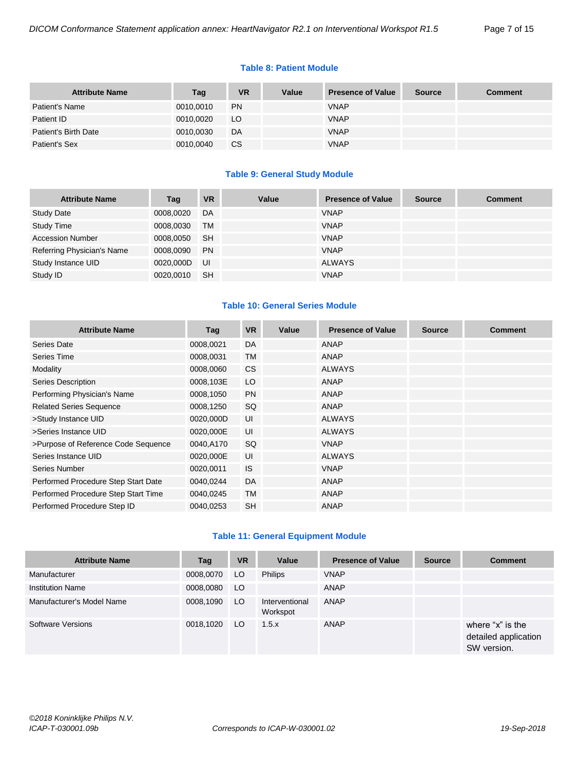**Table 8: Patient Module**

| Attribute Name | Tag | VR | Value | Presence of Value | Source | Comment |
|---|---|---|---|---|---|---|
| Patient's Name | 0010,0010 | PN | | VNAP | | |
| Patient ID | 0010,0020 | LO | | VNAP | | |
| Patient's Birth Date | 0010,0030 | DA | | VNAP | | |
| Patient's Sex | 0010,0040 | CS | | VNAP | | |

**Table 9: General Study Module**

| Attribute Name | Tag | VR | Value | Presence of Value | Source | Comment |
|---|---|---|---|---|---|---|
| Study Date | 0008,0020 | DA | | VNAP | | |
| Study Time | 0008,0030 | TM | | VNAP | | |
| Accession Number | 0008,0050 | SH | | VNAP | | |
| Referring Physician's Name | 0008,0090 | PN | | VNAP | | |
| Study Instance UID | 0020,000D | UI | | ALWAYS | | |
| Study ID | 0020,0010 | SH | | VNAP | | |

**Table 10: General Series Module**

| Attribute Name | Tag | VR | Value | Presence of Value | Source | Comment |
|---|---|---|---|---|---|---|
| Series Date | 0008,0021 | DA | | ANAP | | |
| Series Time | 0008,0031 | TM | | ANAP | | |
| Modality | 0008,0060 | CS | | ALWAYS | | |
| Series Description | 0008,103E | LO | | ANAP | | |
| Performing Physician's Name | 0008,1050 | PN | | ANAP | | |
| Related Series Sequence | 0008,1250 | SQ | | ANAP | | |
| >Study Instance UID | 0020,000D | UI | | ALWAYS | | |
| >Series Instance UID | 0020,000E | UI | | ALWAYS | | |
| >Purpose of Reference Code Sequence | 0040,A170 | SQ | | VNAP | | |
| Series Instance UID | 0020,000E | UI | | ALWAYS | | |
| Series Number | 0020,0011 | IS | | VNAP | | |
| Performed Procedure Step Start Date | 0040,0244 | DA | | ANAP | | |
| Performed Procedure Step Start Time | 0040,0245 | TM | | ANAP | | |
| Performed Procedure Step ID | 0040,0253 | SH | | ANAP | | |

**Table 11: General Equipment Module**

| Attribute Name | Tag | VR | Value | Presence of Value | Source | Comment |
|---|---|---|---|---|---|---|
| Manufacturer | 0008,0070 | LO | Philips | VNAP | | |
| Institution Name | 0008,0080 | LO | | ANAP | | |
| Manufacturer's Model Name | 0008,1090 | LO | Interventional Workspot | ANAP | | |
| Software Versions | 0018,1020 | LO | 1.5.x | ANAP | | where "x" is the detailed application SW version. |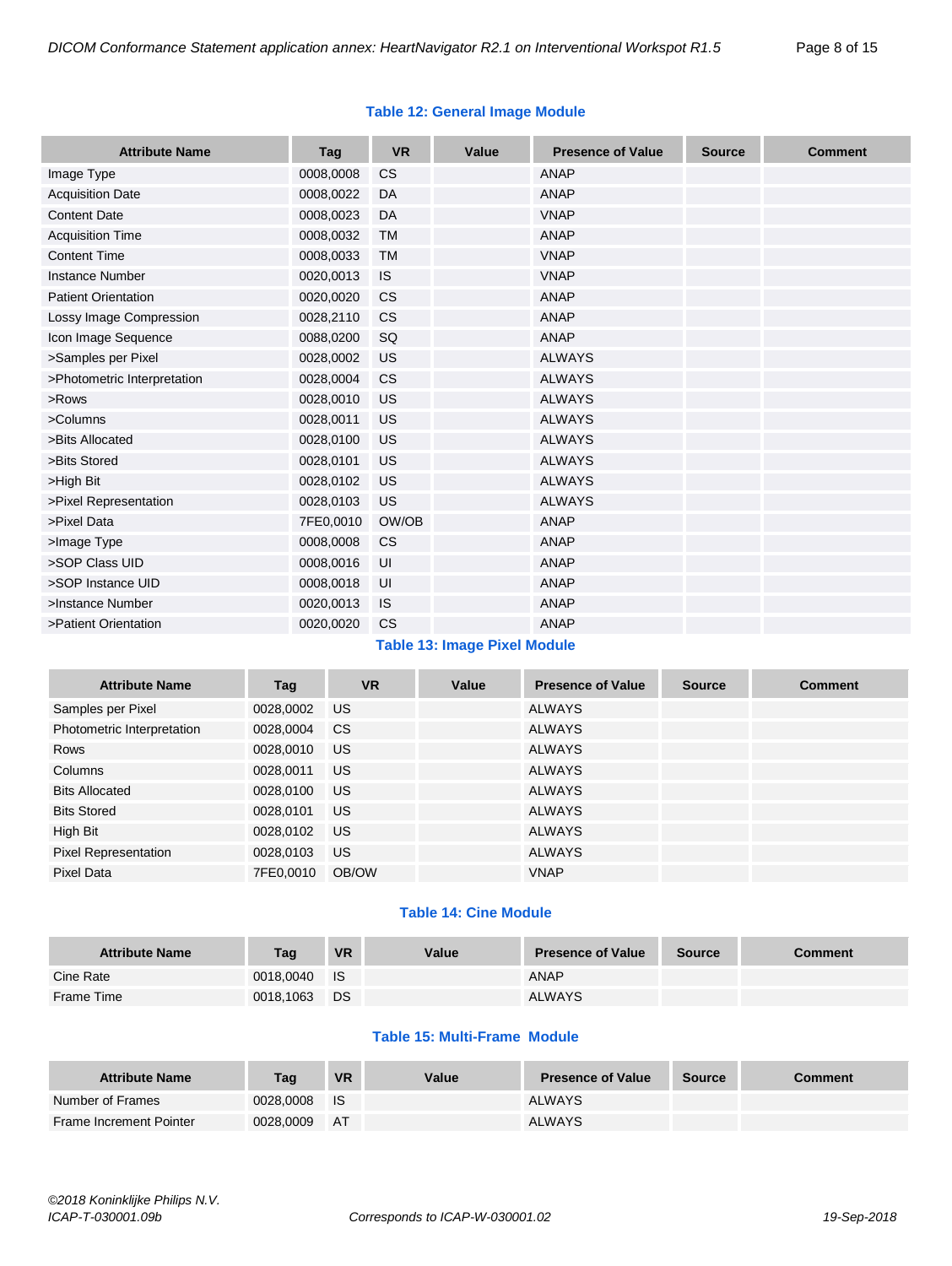**Table 12: General Image Module**

| Attribute Name | Tag | VR | Value | Presence of Value | Source | Comment |
|---|---|---|---|---|---|---|
| Image Type | 0008,0008 | CS | | ANAP | | |
| Acquisition Date | 0008,0022 | DA | | ANAP | | |
| Content Date | 0008,0023 | DA | | VNAP | | |
| Acquisition Time | 0008,0032 | TM | | ANAP | | |
| Content Time | 0008,0033 | TM | | VNAP | | |
| Instance Number | 0020,0013 | IS | | VNAP | | |
| Patient Orientation | 0020,0020 | CS | | ANAP | | |
| Lossy Image Compression | 0028,2110 | CS | | ANAP | | |
| Icon Image Sequence | 0088,0200 | SQ | | ANAP | | |
| >Samples per Pixel | 0028,0002 | US | | ALWAYS | | |
| >Photometric Interpretation | 0028,0004 | CS | | ALWAYS | | |
| >Rows | 0028,0010 | US | | ALWAYS | | |
| >Columns | 0028,0011 | US | | ALWAYS | | |
| >Bits Allocated | 0028,0100 | US | | ALWAYS | | |
| >Bits Stored | 0028,0101 | US | | ALWAYS | | |
| >High Bit | 0028,0102 | US | | ALWAYS | | |
| >Pixel Representation | 0028,0103 | US | | ALWAYS | | |
| >Pixel Data | 7FE0,0010 | OW/OB | | ANAP | | |
| >Image Type | 0008,0008 | CS | | ANAP | | |
| >SOP Class UID | 0008,0016 | UI | | ANAP | | |
| >SOP Instance UID | 0008,0018 | UI | | ANAP | | |
| >Instance Number | 0020,0013 | IS | | ANAP | | |
| >Patient Orientation | 0020,0020 | CS | | ANAP | | |

**Table 13: Image Pixel Module**

| Attribute Name | Tag | VR | Value | Presence of Value | Source | Comment |
|---|---|---|---|---|---|---|
| Samples per Pixel | 0028,0002 | US | | ALWAYS | | |
| Photometric Interpretation | 0028,0004 | CS | | ALWAYS | | |
| Rows | 0028,0010 | US | | ALWAYS | | |
| Columns | 0028,0011 | US | | ALWAYS | | |
| Bits Allocated | 0028,0100 | US | | ALWAYS | | |
| Bits Stored | 0028,0101 | US | | ALWAYS | | |
| High Bit | 0028,0102 | US | | ALWAYS | | |
| Pixel Representation | 0028,0103 | US | | ALWAYS | | |
| Pixel Data | 7FE0,0010 | OB/OW | | VNAP | | |

**Table 14: Cine Module**

| Attribute Name | Tag | VR | Value | Presence of Value | Source | Comment |
|---|---|---|---|---|---|---|
| Cine Rate | 0018,0040 | IS | | ANAP | | |
| Frame Time | 0018,1063 | DS | | ALWAYS | | |

**Table 15: Multi-Frame Module**

| Attribute Name | Tag | VR | Value | Presence of Value | Source | Comment |
|---|---|---|---|---|---|---|
| Number of Frames | 0028,0008 | IS | | ALWAYS | | |
| Frame Increment Pointer | 0028,0009 | AT | | ALWAYS | | |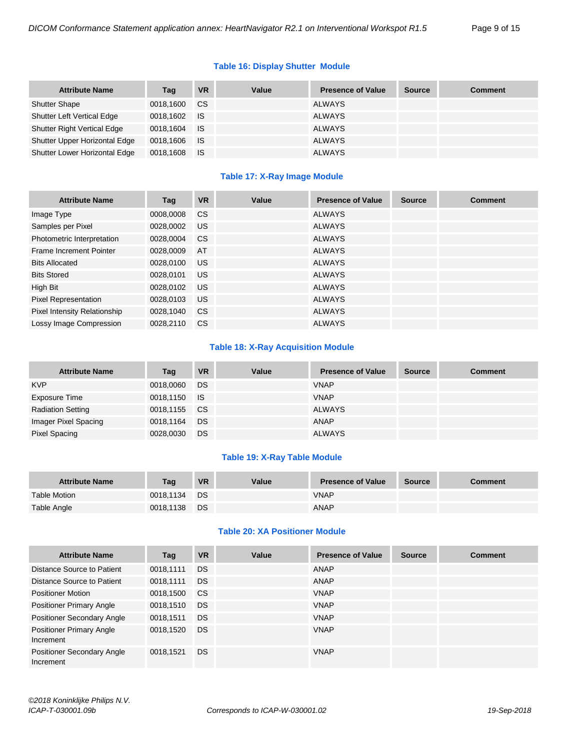### Table 16: Display Shutter Module

| Attribute Name | Tag | VR | Value | Presence of Value | Source | Comment |
|---|---|---|---|---|---|---|
| Shutter Shape | 0018,1600 | CS | | ALWAYS | | |
| Shutter Left Vertical Edge | 0018,1602 | IS | | ALWAYS | | |
| Shutter Right Vertical Edge | 0018,1604 | IS | | ALWAYS | | |
| Shutter Upper Horizontal Edge | 0018,1606 | IS | | ALWAYS | | |
| Shutter Lower Horizontal Edge | 0018,1608 | IS | | ALWAYS | | |

### Table 17: X-Ray Image Module

| Attribute Name | Tag | VR | Value | Presence of Value | Source | Comment |
|---|---|---|---|---|---|---|
| Image Type | 0008,0008 | CS | | ALWAYS | | |
| Samples per Pixel | 0028,0002 | US | | ALWAYS | | |
| Photometric Interpretation | 0028,0004 | CS | | ALWAYS | | |
| Frame Increment Pointer | 0028,0009 | AT | | ALWAYS | | |
| Bits Allocated | 0028,0100 | US | | ALWAYS | | |
| Bits Stored | 0028,0101 | US | | ALWAYS | | |
| High Bit | 0028,0102 | US | | ALWAYS | | |
| Pixel Representation | 0028,0103 | US | | ALWAYS | | |
| Pixel Intensity Relationship | 0028,1040 | CS | | ALWAYS | | |
| Lossy Image Compression | 0028,2110 | CS | | ALWAYS | | |

### Table 18: X-Ray Acquisition Module

| Attribute Name | Tag | VR | Value | Presence of Value | Source | Comment |
|---|---|---|---|---|---|---|
| KVP | 0018,0060 | DS | | VNAP | | |
| Exposure Time | 0018,1150 | IS | | VNAP | | |
| Radiation Setting | 0018,1155 | CS | | ALWAYS | | |
| Imager Pixel Spacing | 0018,1164 | DS | | ANAP | | |
| Pixel Spacing | 0028,0030 | DS | | ALWAYS | | |

### Table 19: X-Ray Table Module

| Attribute Name | Tag | VR | Value | Presence of Value | Source | Comment |
|---|---|---|---|---|---|---|
| Table Motion | 0018,1134 | DS | | VNAP | | |
| Table Angle | 0018,1138 | DS | | ANAP | | |

### Table 20: XA Positioner Module

| Attribute Name | Tag | VR | Value | Presence of Value | Source | Comment |
|---|---|---|---|---|---|---|
| Distance Source to Patient | 0018,1111 | DS | | ANAP | | |
| Distance Source to Patient | 0018,1111 | DS | | ANAP | | |
| Positioner Motion | 0018,1500 | CS | | VNAP | | |
| Positioner Primary Angle | 0018,1510 | DS | | VNAP | | |
| Positioner Secondary Angle | 0018,1511 | DS | | VNAP | | |
| Positioner Primary Angle Increment | 0018,1520 | DS | | VNAP | | |
| Positioner Secondary Angle Increment | 0018,1521 | DS | | VNAP | | |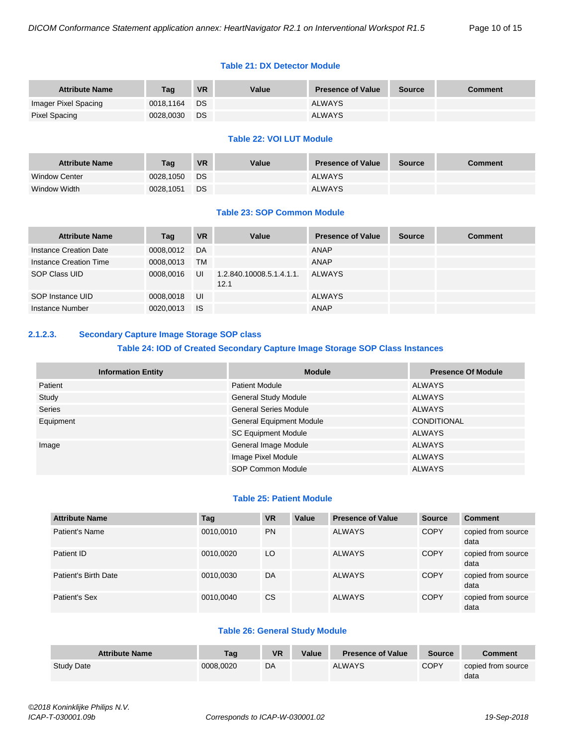**Table 21: DX Detector Module**

| Attribute Name | Tag | VR | Value | Presence of Value | Source | Comment |
|---|---|---|---|---|---|---|
| Imager Pixel Spacing | 0018,1164 | DS | | ALWAYS | | |
| Pixel Spacing | 0028,0030 | DS | | ALWAYS | | |

**Table 22: VOI LUT Module**

| Attribute Name | Tag | VR | Value | Presence of Value | Source | Comment |
|---|---|---|---|---|---|---|
| Window Center | 0028,1050 | DS | | ALWAYS | | |
| Window Width | 0028,1051 | DS | | ALWAYS | | |

**Table 23: SOP Common Module**

| Attribute Name | Tag | VR | Value | Presence of Value | Source | Comment |
|---|---|---|---|---|---|---|
| Instance Creation Date | 0008,0012 | DA | | ANAP | | |
| Instance Creation Time | 0008,0013 | TM | | ANAP | | |
| SOP Class UID | 0008,0016 | UI | 1.2.840.10008.5.1.4.1.1.12.1 | ALWAYS | | |
| SOP Instance UID | 0008,0018 | UI | | ALWAYS | | |
| Instance Number | 0020,0013 | IS | | ANAP | | |

### 2.1.2.3. Secondary Capture Image Storage SOP class

**Table 24: IOD of Created Secondary Capture Image Storage SOP Class Instances**

| Information Entity | Module | Presence Of Module |
|---|---|---|
| Patient | Patient Module | ALWAYS |
| Study | General Study Module | ALWAYS |
| Series | General Series Module | ALWAYS |
| Equipment | General Equipment Module | CONDITIONAL |
| | SC Equipment Module | ALWAYS |
| Image | General Image Module | ALWAYS |
| | Image Pixel Module | ALWAYS |
| | SOP Common Module | ALWAYS |

**Table 25: Patient Module**

| Attribute Name | Tag | VR | Value | Presence of Value | Source | Comment |
|---|---|---|---|---|---|---|
| Patient's Name | 0010,0010 | PN | | ALWAYS | COPY | copied from source data |
| Patient ID | 0010,0020 | LO | | ALWAYS | COPY | copied from source data |
| Patient's Birth Date | 0010,0030 | DA | | ALWAYS | COPY | copied from source data |
| Patient's Sex | 0010,0040 | CS | | ALWAYS | COPY | copied from source data |

**Table 26: General Study Module**

| Attribute Name | Tag | VR | Value | Presence of Value | Source | Comment |
|---|---|---|---|---|---|---|
| Study Date | 0008,0020 | DA | | ALWAYS | COPY | copied from source data |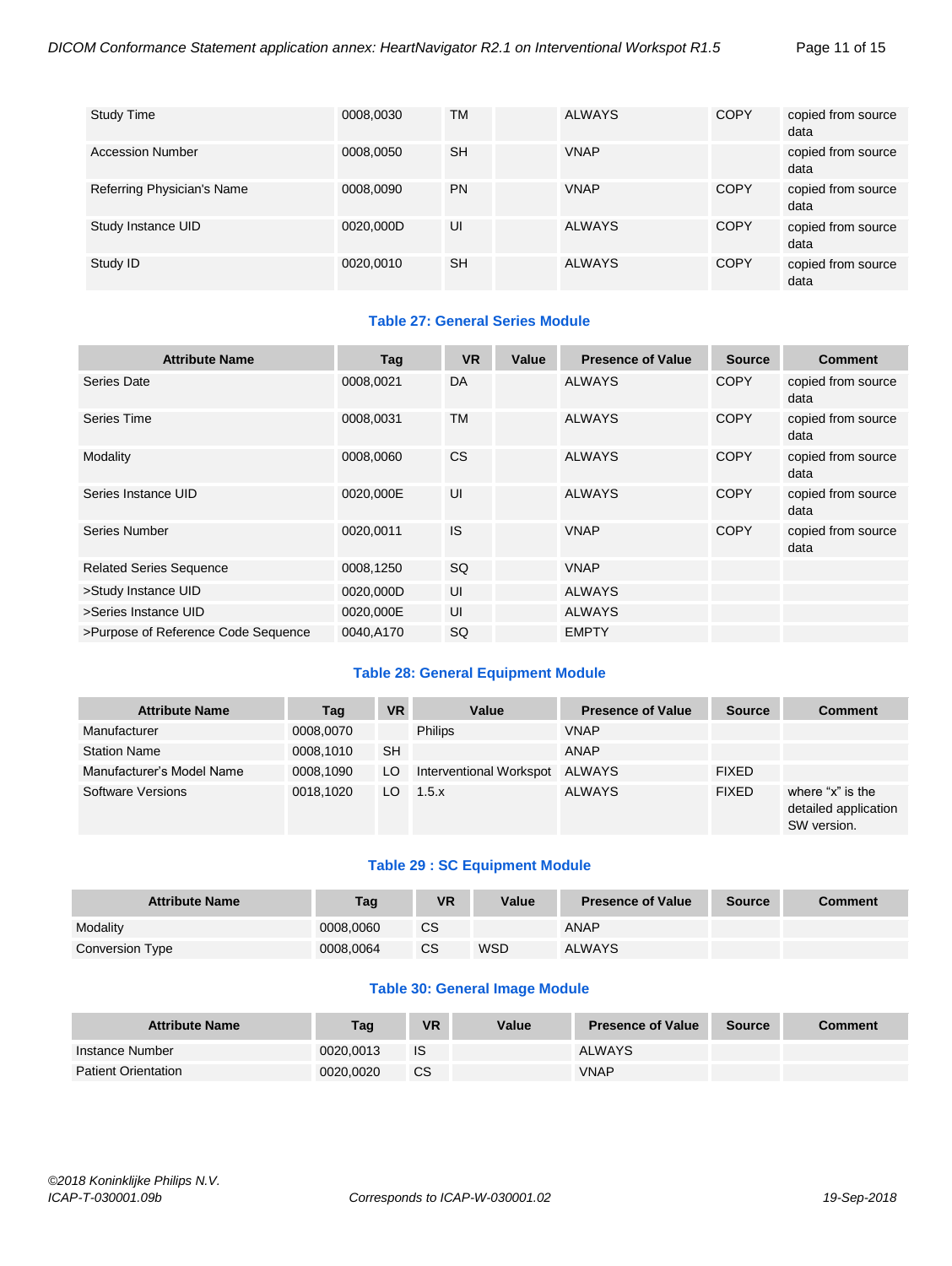| | | | | | | |
|---|---|---|---|---|---|---|
| Study Time | 0008,0030 | TM | | ALWAYS | COPY | copied from source data |
| Accession Number | 0008,0050 | SH | | VNAP | | copied from source data |
| Referring Physician's Name | 0008,0090 | PN | | VNAP | COPY | copied from source data |
| Study Instance UID | 0020,000D | UI | | ALWAYS | COPY | copied from source data |
| Study ID | 0020,0010 | SH | | ALWAYS | COPY | copied from source data |

**Table 27: General Series Module**

| Attribute Name | Tag | VR | Value | Presence of Value | Source | Comment |
|---|---|---|---|---|---|---|
| Series Date | 0008,0021 | DA | | ALWAYS | COPY | copied from source data |
| Series Time | 0008,0031 | TM | | ALWAYS | COPY | copied from source data |
| Modality | 0008,0060 | CS | | ALWAYS | COPY | copied from source data |
| Series Instance UID | 0020,000E | UI | | ALWAYS | COPY | copied from source data |
| Series Number | 0020,0011 | IS | | VNAP | COPY | copied from source data |
| Related Series Sequence | 0008,1250 | SQ | | VNAP | | |
| >Study Instance UID | 0020,000D | UI | | ALWAYS | | |
| >Series Instance UID | 0020,000E | UI | | ALWAYS | | |
| >Purpose of Reference Code Sequence | 0040,A170 | SQ | | EMPTY | | |

**Table 28: General Equipment Module**

| Attribute Name | Tag | VR | Value | Presence of Value | Source | Comment |
|---|---|---|---|---|---|---|
| Manufacturer | 0008,0070 | | Philips | VNAP | | |
| Station Name | 0008,1010 | SH | | ANAP | | |
| Manufacturer's Model Name | 0008,1090 | LO | Interventional Workspot | ALWAYS | FIXED | |
| Software Versions | 0018,1020 | LO | 1.5.x | ALWAYS | FIXED | where "x" is the detailed application SW version. |

**Table 29 : SC Equipment Module**

| Attribute Name | Tag | VR | Value | Presence of Value | Source | Comment |
|---|---|---|---|---|---|---|
| Modality | 0008,0060 | CS | | ANAP | | |
| Conversion Type | 0008,0064 | CS | WSD | ALWAYS | | |

**Table 30: General Image Module**

| Attribute Name | Tag | VR | Value | Presence of Value | Source | Comment |
|---|---|---|---|---|---|---|
| Instance Number | 0020,0013 | IS | | ALWAYS | | |
| Patient Orientation | 0020,0020 | CS | | VNAP | | |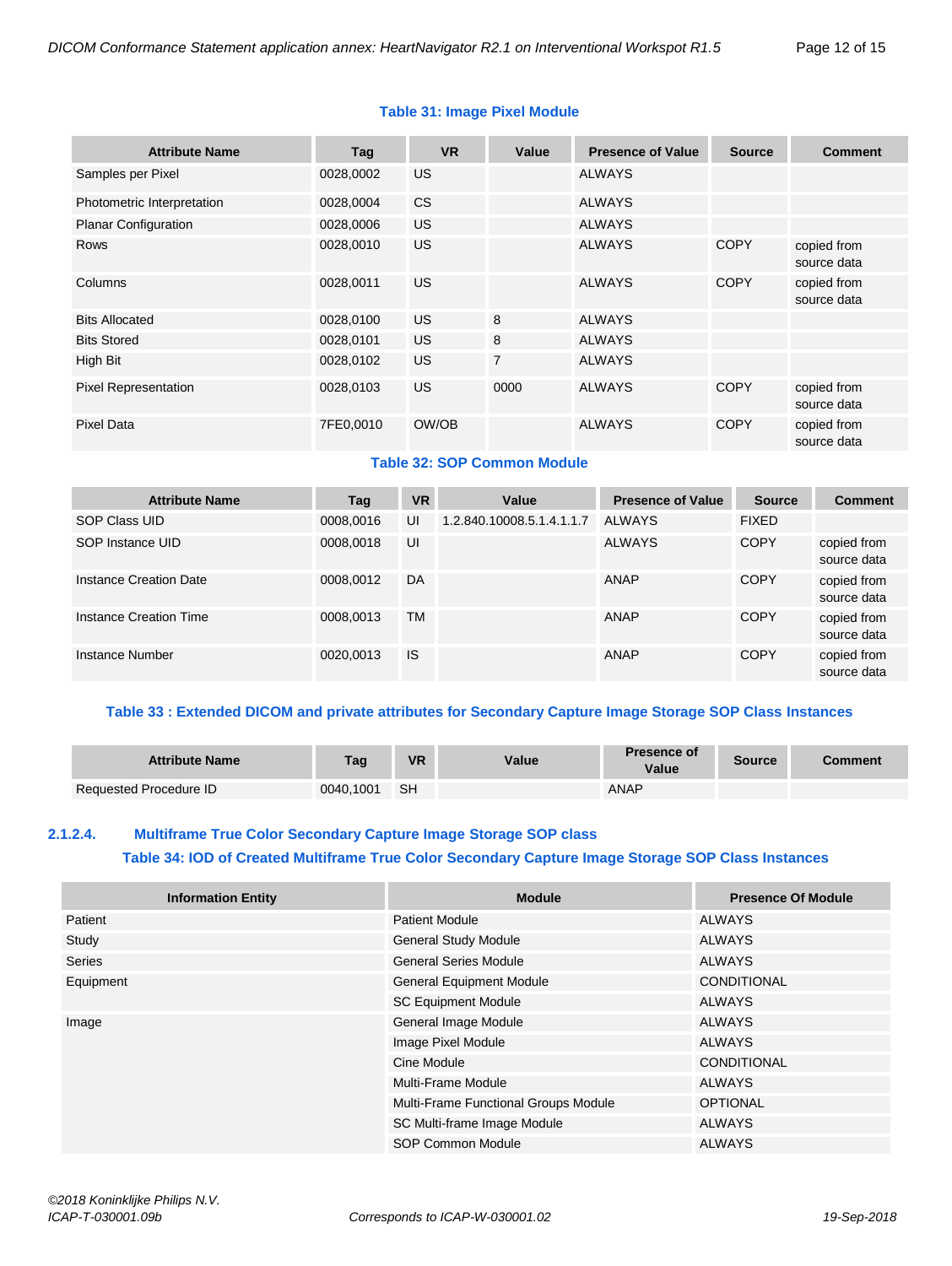**Table 31: Image Pixel Module**

| Attribute Name | Tag | VR | Value | Presence of Value | Source | Comment |
|---|---|---|---|---|---|---|
| Samples per Pixel | 0028,0002 | US | | ALWAYS | | |
| Photometric Interpretation | 0028,0004 | CS | | ALWAYS | | |
| Planar Configuration | 0028,0006 | US | | ALWAYS | | |
| Rows | 0028,0010 | US | | ALWAYS | COPY | copied from source data |
| Columns | 0028,0011 | US | | ALWAYS | COPY | copied from source data |
| Bits Allocated | 0028,0100 | US | 8 | ALWAYS | | |
| Bits Stored | 0028,0101 | US | 8 | ALWAYS | | |
| High Bit | 0028,0102 | US | 7 | ALWAYS | | |
| Pixel Representation | 0028,0103 | US | 0000 | ALWAYS | COPY | copied from source data |
| Pixel Data | 7FE0,0010 | OW/OB | | ALWAYS | COPY | copied from source data |

**Table 32: SOP Common Module**

| Attribute Name | Tag | VR | Value | Presence of Value | Source | Comment |
|---|---|---|---|---|---|---|
| SOP Class UID | 0008,0016 | UI | 1.2.840.10008.5.1.4.1.1.7 | ALWAYS | FIXED | |
| SOP Instance UID | 0008,0018 | UI | | ALWAYS | COPY | copied from source data |
| Instance Creation Date | 0008,0012 | DA | | ANAP | COPY | copied from source data |
| Instance Creation Time | 0008,0013 | TM | | ANAP | COPY | copied from source data |
| Instance Number | 0020,0013 | IS | | ANAP | COPY | copied from source data |

**Table 33 : Extended DICOM and private attributes for Secondary Capture Image Storage SOP Class Instances**

| Attribute Name | Tag | VR | Value | Presence of Value | Source | Comment |
|---|---|---|---|---|---|---|
| Requested Procedure ID | 0040,1001 | SH | | ANAP | | |

#### 2.1.2.4. Multiframe True Color Secondary Capture Image Storage SOP class

**Table 34: IOD of Created Multiframe True Color Secondary Capture Image Storage SOP Class Instances**

| Information Entity | Module | Presence Of Module |
|---|---|---|
| Patient | Patient Module | ALWAYS |
| Study | General Study Module | ALWAYS |
| Series | General Series Module | ALWAYS |
| Equipment | General Equipment Module | CONDITIONAL |
| | SC Equipment Module | ALWAYS |
| Image | General Image Module | ALWAYS |
| | Image Pixel Module | ALWAYS |
| | Cine Module | CONDITIONAL |
| | Multi-Frame Module | ALWAYS |
| | Multi-Frame Functional Groups Module | OPTIONAL |
| | SC Multi-frame Image Module | ALWAYS |
| | SOP Common Module | ALWAYS |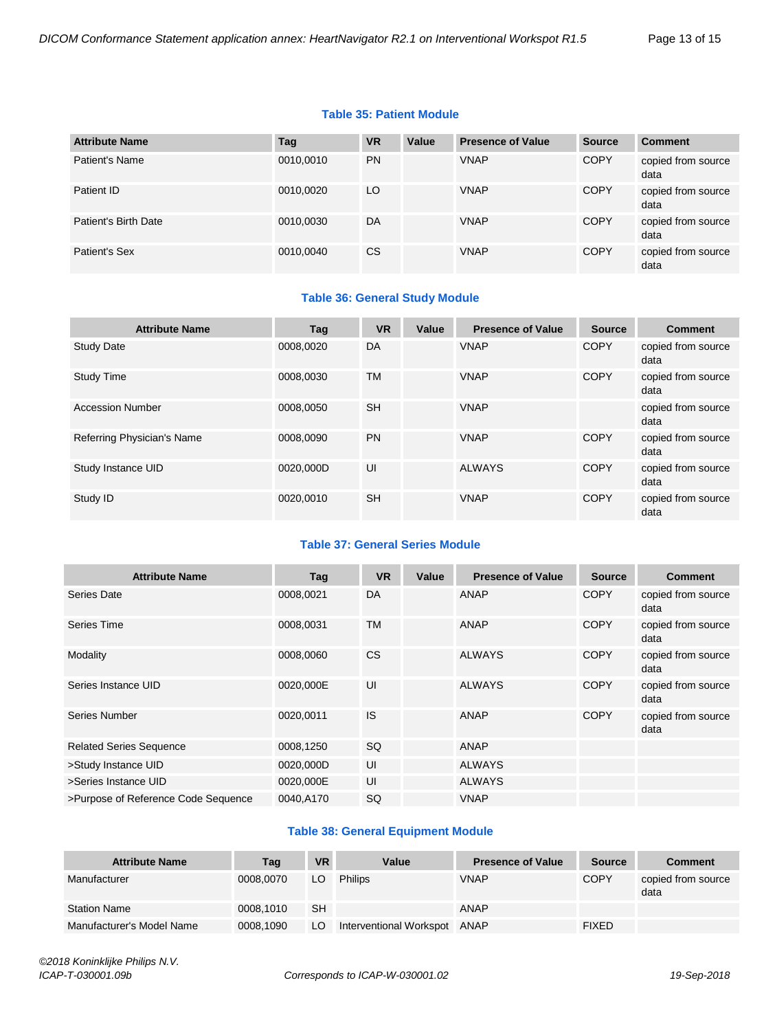**Table 35: Patient Module**

| Attribute Name | Tag | VR | Value | Presence of Value | Source | Comment |
|---|---|---|---|---|---|---|
| Patient's Name | 0010,0010 | PN | | VNAP | COPY | copied from source data |
| Patient ID | 0010,0020 | LO | | VNAP | COPY | copied from source data |
| Patient's Birth Date | 0010,0030 | DA | | VNAP | COPY | copied from source data |
| Patient's Sex | 0010,0040 | CS | | VNAP | COPY | copied from source data |

**Table 36: General Study Module**

| Attribute Name | Tag | VR | Value | Presence of Value | Source | Comment |
|---|---|---|---|---|---|---|
| Study Date | 0008,0020 | DA | | VNAP | COPY | copied from source data |
| Study Time | 0008,0030 | TM | | VNAP | COPY | copied from source data |
| Accession Number | 0008,0050 | SH | | VNAP | | copied from source data |
| Referring Physician's Name | 0008,0090 | PN | | VNAP | COPY | copied from source data |
| Study Instance UID | 0020,000D | UI | | ALWAYS | COPY | copied from source data |
| Study ID | 0020,0010 | SH | | VNAP | COPY | copied from source data |

**Table 37: General Series Module**

| Attribute Name | Tag | VR | Value | Presence of Value | Source | Comment |
|---|---|---|---|---|---|---|
| Series Date | 0008,0021 | DA | | ANAP | COPY | copied from source data |
| Series Time | 0008,0031 | TM | | ANAP | COPY | copied from source data |
| Modality | 0008,0060 | CS | | ALWAYS | COPY | copied from source data |
| Series Instance UID | 0020,000E | UI | | ALWAYS | COPY | copied from source data |
| Series Number | 0020,0011 | IS | | ANAP | COPY | copied from source data |
| Related Series Sequence | 0008,1250 | SQ | | ANAP | | |
| >Study Instance UID | 0020,000D | UI | | ALWAYS | | |
| >Series Instance UID | 0020,000E | UI | | ALWAYS | | |
| >Purpose of Reference Code Sequence | 0040,A170 | SQ | | VNAP | | |

**Table 38: General Equipment Module**

| Attribute Name | Tag | VR | Value | Presence of Value | Source | Comment |
|---|---|---|---|---|---|---|
| Manufacturer | 0008,0070 | LO | Philips | VNAP | COPY | copied from source data |
| Station Name | 0008,1010 | SH | | ANAP | | |
| Manufacturer's Model Name | 0008,1090 | LO | Interventional Workspot | ANAP | FIXED | |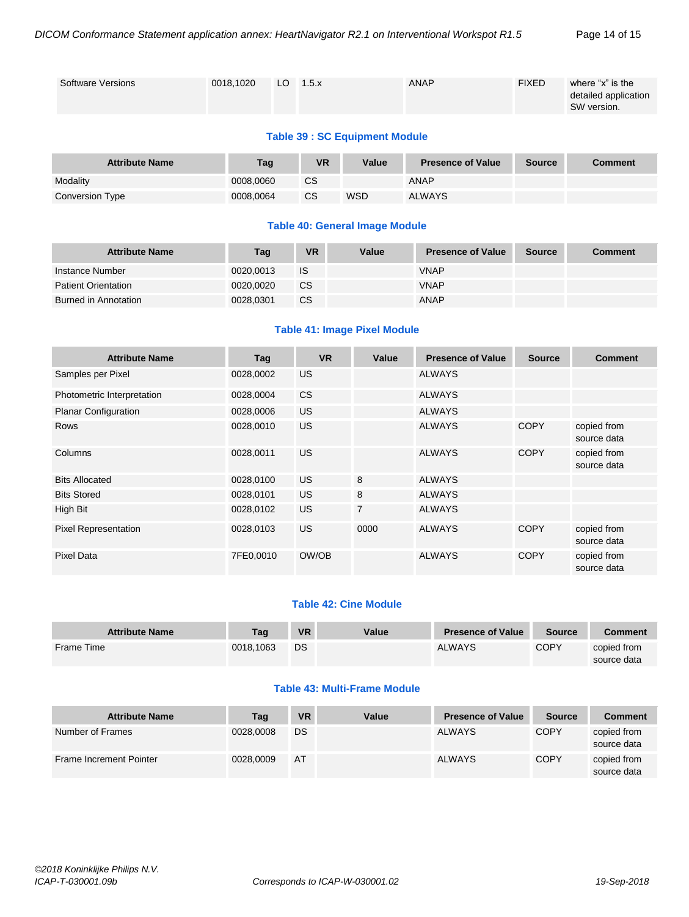| Software Versions | 0018,1020 | LO | 1.5.x | ANAP | FIXED | where "x" is the detailed application SW version. |
|---|---|---|---|---|---|---|

**Table 39 : SC Equipment Module**

| Attribute Name | Tag | VR | Value | Presence of Value | Source | Comment |
|---|---|---|---|---|---|---|
| Modality | 0008,0060 | CS | | ANAP | | |
| Conversion Type | 0008,0064 | CS | WSD | ALWAYS | | |

**Table 40: General Image Module**

| Attribute Name | Tag | VR | Value | Presence of Value | Source | Comment |
|---|---|---|---|---|---|---|
| Instance Number | 0020,0013 | IS | | VNAP | | |
| Patient Orientation | 0020,0020 | CS | | VNAP | | |
| Burned in Annotation | 0028,0301 | CS | | ANAP | | |

**Table 41: Image Pixel Module**

| Attribute Name | Tag | VR | Value | Presence of Value | Source | Comment |
|---|---|---|---|---|---|---|
| Samples per Pixel | 0028,0002 | US | | ALWAYS | | |
| Photometric Interpretation | 0028,0004 | CS | | ALWAYS | | |
| Planar Configuration | 0028,0006 | US | | ALWAYS | | |
| Rows | 0028,0010 | US | | ALWAYS | COPY | copied from source data |
| Columns | 0028,0011 | US | | ALWAYS | COPY | copied from source data |
| Bits Allocated | 0028,0100 | US | 8 | ALWAYS | | |
| Bits Stored | 0028,0101 | US | 8 | ALWAYS | | |
| High Bit | 0028,0102 | US | 7 | ALWAYS | | |
| Pixel Representation | 0028,0103 | US | 0000 | ALWAYS | COPY | copied from source data |
| Pixel Data | 7FE0,0010 | OW/OB | | ALWAYS | COPY | copied from source data |

**Table 42: Cine Module**

| Attribute Name | Tag | VR | Value | Presence of Value | Source | Comment |
|---|---|---|---|---|---|---|
| Frame Time | 0018,1063 | DS | | ALWAYS | COPY | copied from source data |

**Table 43: Multi-Frame Module**

| Attribute Name | Tag | VR | Value | Presence of Value | Source | Comment |
|---|---|---|---|---|---|---|
| Number of Frames | 0028,0008 | DS | | ALWAYS | COPY | copied from source data |
| Frame Increment Pointer | 0028,0009 | AT | | ALWAYS | COPY | copied from source data |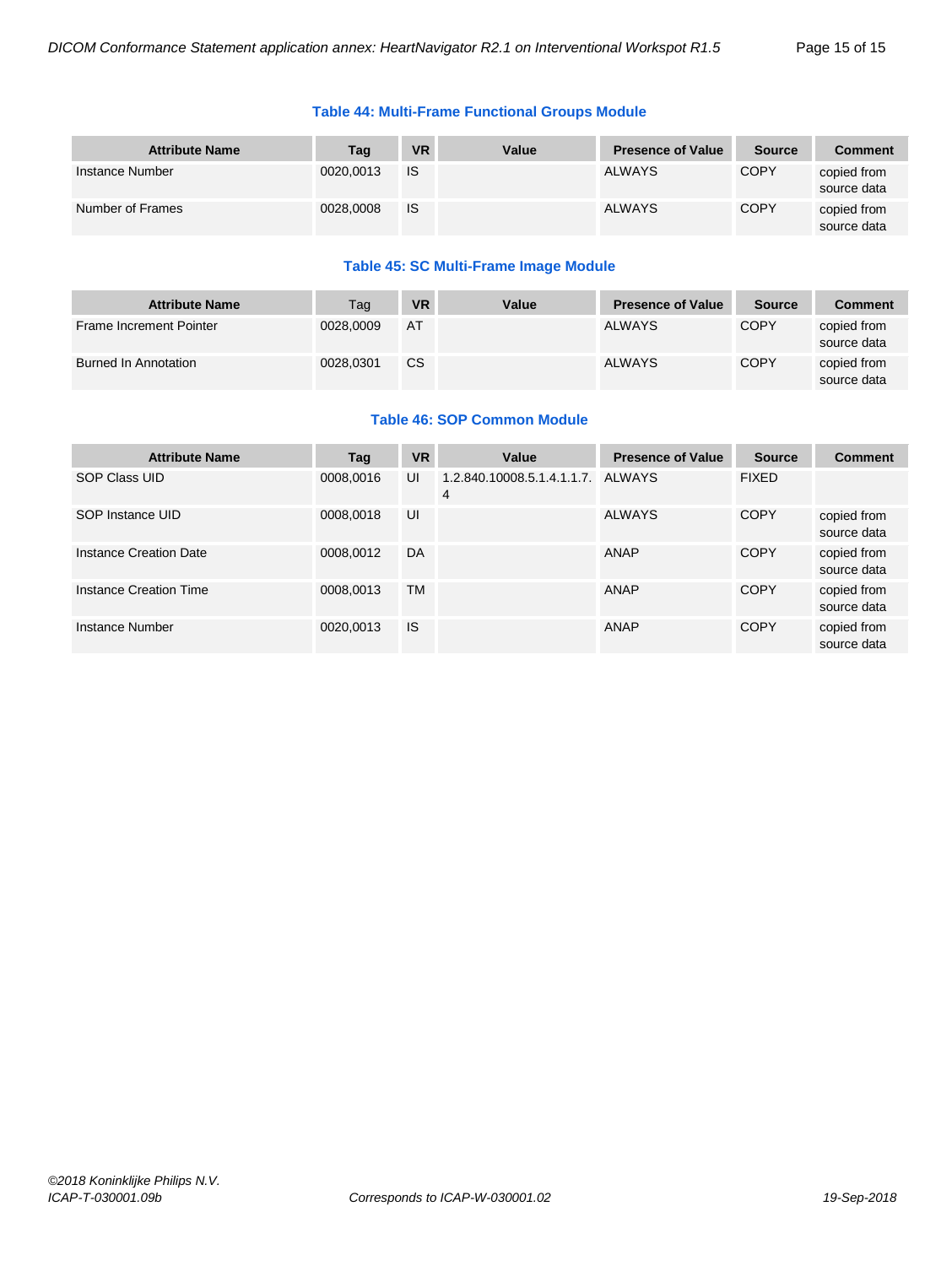### Table 44: Multi-Frame Functional Groups Module

| Attribute Name | Tag | VR | Value | Presence of Value | Source | Comment |
|---|---|---|---|---|---|---|
| Instance Number | 0020,0013 | IS | | ALWAYS | COPY | copied from source data |
| Number of Frames | 0028,0008 | IS | | ALWAYS | COPY | copied from source data |

### Table 45: SC Multi-Frame Image Module

| Attribute Name | Tag | VR | Value | Presence of Value | Source | Comment |
|---|---|---|---|---|---|---|
| Frame Increment Pointer | 0028,0009 | AT | | ALWAYS | COPY | copied from source data |
| Burned In Annotation | 0028,0301 | CS | | ALWAYS | COPY | copied from source data |

### Table 46: SOP Common Module

| Attribute Name | Tag | VR | Value | Presence of Value | Source | Comment |
|---|---|---|---|---|---|---|
| SOP Class UID | 0008,0016 | UI | 1.2.840.10008.5.1.4.1.1.7.4 | ALWAYS | FIXED | |
| SOP Instance UID | 0008,0018 | UI | | ALWAYS | COPY | copied from source data |
| Instance Creation Date | 0008,0012 | DA | | ANAP | COPY | copied from source data |
| Instance Creation Time | 0008,0013 | TM | | ANAP | COPY | copied from source data |
| Instance Number | 0020,0013 | IS | | ANAP | COPY | copied from source data |